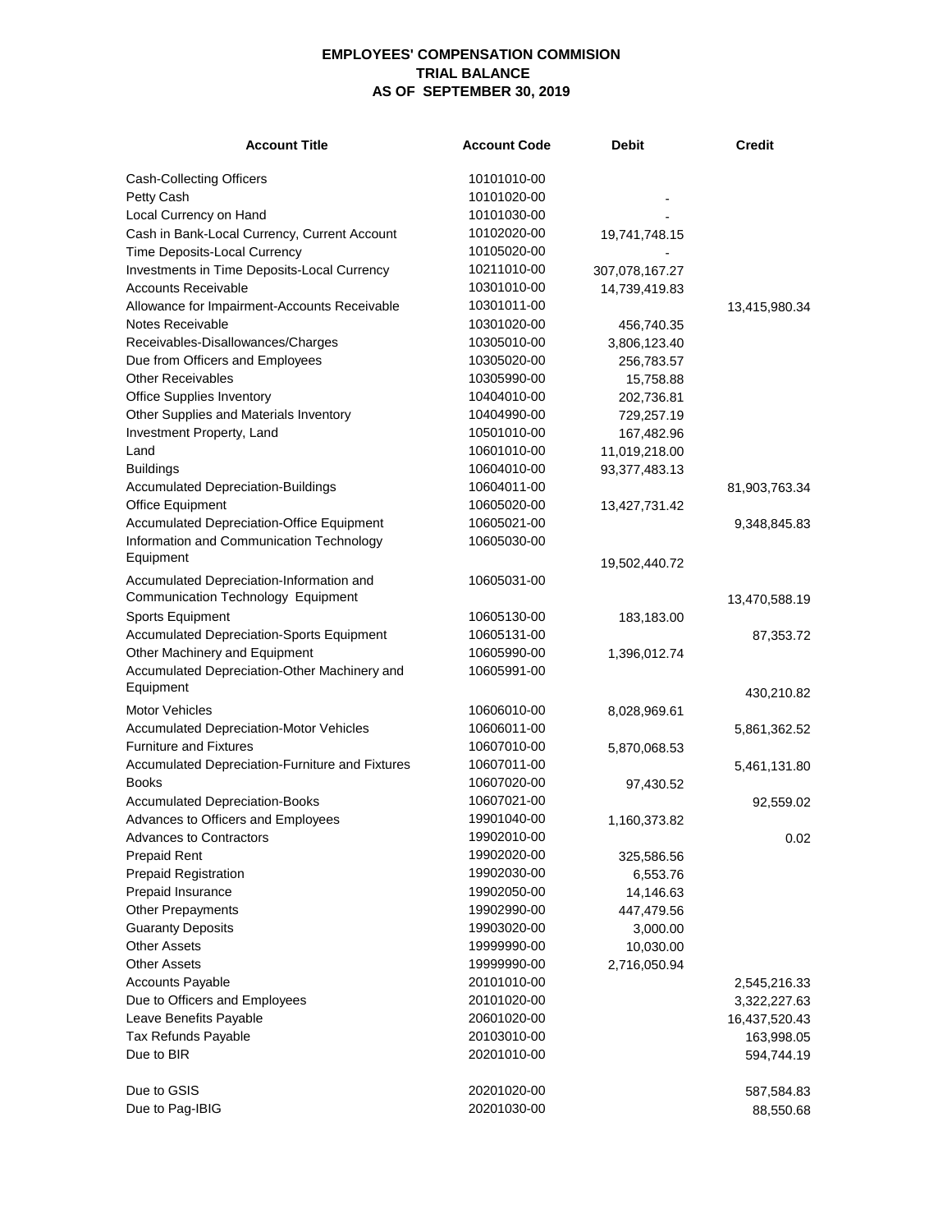**EMPLOYEES' COMPENSATION COMMISION**
**TRIAL BALANCE**
**AS OF SEPTEMBER 30, 2019**

| Account Title | Account Code | Debit | Credit |
|---|---|---|---|
| Cash-Collecting Officers | 10101010-00 | | |
| Petty Cash | 10101020-00 | - | |
| Local Currency on Hand | 10101030-00 | - | |
| Cash in Bank-Local Currency, Current Account | 10102020-00 | 19,741,748.15 | |
| Time Deposits-Local Currency | 10105020-00 | - | |
| Investments in Time Deposits-Local Currency | 10211010-00 | 307,078,167.27 | |
| Accounts Receivable | 10301010-00 | 14,739,419.83 | |
| Allowance for Impairment-Accounts Receivable | 10301011-00 | | 13,415,980.34 |
| Notes Receivable | 10301020-00 | 456,740.35 | |
| Receivables-Disallowances/Charges | 10305010-00 | 3,806,123.40 | |
| Due from Officers and Employees | 10305020-00 | 256,783.57 | |
| Other Receivables | 10305990-00 | 15,758.88 | |
| Office Supplies Inventory | 10404010-00 | 202,736.81 | |
| Other Supplies and Materials Inventory | 10404990-00 | 729,257.19 | |
| Investment Property, Land | 10501010-00 | 167,482.96 | |
| Land | 10601010-00 | 11,019,218.00 | |
| Buildings | 10604010-00 | 93,377,483.13 | |
| Accumulated Depreciation-Buildings | 10604011-00 | | 81,903,763.34 |
| Office Equipment | 10605020-00 | 13,427,731.42 | |
| Accumulated Depreciation-Office Equipment | 10605021-00 | | 9,348,845.83 |
| Information and Communication Technology Equipment | 10605030-00 | 19,502,440.72 | |
| Accumulated Depreciation-Information and Communication Technology Equipment | 10605031-00 | | 13,470,588.19 |
| Sports Equipment | 10605130-00 | 183,183.00 | |
| Accumulated Depreciation-Sports Equipment | 10605131-00 | | 87,353.72 |
| Other Machinery and Equipment | 10605990-00 | 1,396,012.74 | |
| Accumulated Depreciation-Other Machinery and Equipment | 10605991-00 | | 430,210.82 |
| Motor Vehicles | 10606010-00 | 8,028,969.61 | |
| Accumulated Depreciation-Motor Vehicles | 10606011-00 | | 5,861,362.52 |
| Furniture and Fixtures | 10607010-00 | 5,870,068.53 | |
| Accumulated Depreciation-Furniture and Fixtures | 10607011-00 | | 5,461,131.80 |
| Books | 10607020-00 | 97,430.52 | |
| Accumulated Depreciation-Books | 10607021-00 | | 92,559.02 |
| Advances to Officers and Employees | 19901040-00 | 1,160,373.82 | |
| Advances to Contractors | 19902010-00 | | 0.02 |
| Prepaid Rent | 19902020-00 | 325,586.56 | |
| Prepaid Registration | 19902030-00 | 6,553.76 | |
| Prepaid Insurance | 19902050-00 | 14,146.63 | |
| Other Prepayments | 19902990-00 | 447,479.56 | |
| Guaranty Deposits | 19903020-00 | 3,000.00 | |
| Other Assets | 19999990-00 | 10,030.00 | |
| Other Assets | 19999990-00 | 2,716,050.94 | |
| Accounts Payable | 20101010-00 | | 2,545,216.33 |
| Due to Officers and Employees | 20101020-00 | | 3,322,227.63 |
| Leave Benefits Payable | 20601020-00 | | 16,437,520.43 |
| Tax Refunds Payable | 20103010-00 | | 163,998.05 |
| Due to BIR | 20201010-00 | | 594,744.19 |
| Due to GSIS | 20201020-00 | | 587,584.83 |
| Due to Pag-IBIG | 20201030-00 | | 88,550.68 |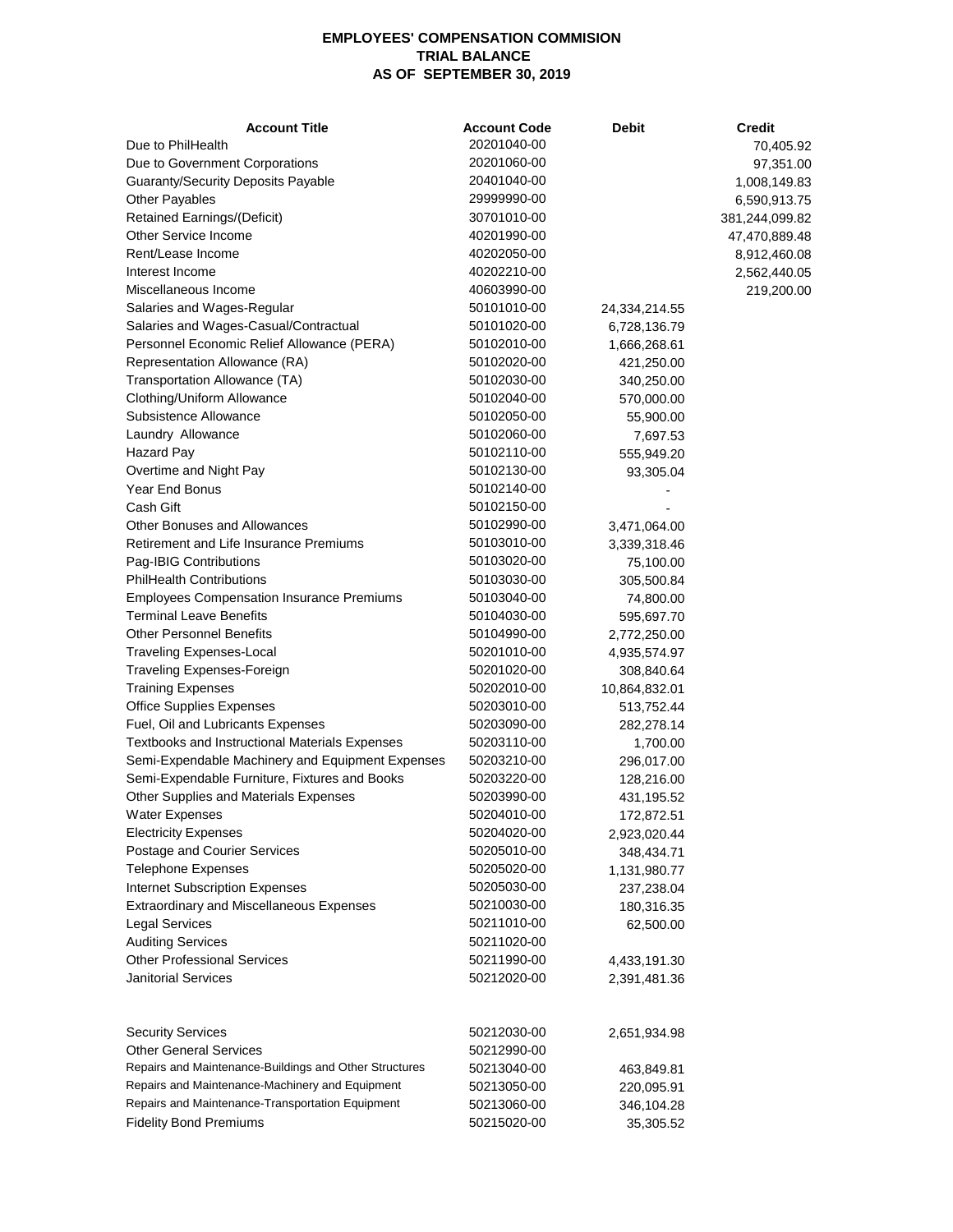**EMPLOYEES' COMPENSATION COMMISION**
**TRIAL BALANCE**
**AS OF SEPTEMBER 30, 2019**

| Account Title | Account Code | Debit | Credit |
|---|---|---|---|
| Due to PhilHealth | 20201040-00 | | 70,405.92 |
| Due to Government Corporations | 20201060-00 | | 97,351.00 |
| Guaranty/Security Deposits Payable | 20401040-00 | | 1,008,149.83 |
| Other Payables | 29999990-00 | | 6,590,913.75 |
| Retained Earnings/(Deficit) | 30701010-00 | | 381,244,099.82 |
| Other Service Income | 40201990-00 | | 47,470,889.48 |
| Rent/Lease Income | 40202050-00 | | 8,912,460.08 |
| Interest Income | 40202210-00 | | 2,562,440.05 |
| Miscellaneous Income | 40603990-00 | | 219,200.00 |
| Salaries and Wages-Regular | 50101010-00 | 24,334,214.55 | |
| Salaries and Wages-Casual/Contractual | 50101020-00 | 6,728,136.79 | |
| Personnel Economic Relief Allowance (PERA) | 50102010-00 | 1,666,268.61 | |
| Representation Allowance (RA) | 50102020-00 | 421,250.00 | |
| Transportation Allowance (TA) | 50102030-00 | 340,250.00 | |
| Clothing/Uniform Allowance | 50102040-00 | 570,000.00 | |
| Subsistence Allowance | 50102050-00 | 55,900.00 | |
| Laundry Allowance | 50102060-00 | 7,697.53 | |
| Hazard Pay | 50102110-00 | 555,949.20 | |
| Overtime and Night Pay | 50102130-00 | 93,305.04 | |
| Year End Bonus | 50102140-00 | - | |
| Cash Gift | 50102150-00 | - | |
| Other Bonuses and Allowances | 50102990-00 | 3,471,064.00 | |
| Retirement and Life Insurance Premiums | 50103010-00 | 3,339,318.46 | |
| Pag-IBIG Contributions | 50103020-00 | 75,100.00 | |
| PhilHealth Contributions | 50103030-00 | 305,500.84 | |
| Employees Compensation Insurance Premiums | 50103040-00 | 74,800.00 | |
| Terminal Leave Benefits | 50104030-00 | 595,697.70 | |
| Other Personnel Benefits | 50104990-00 | 2,772,250.00 | |
| Traveling Expenses-Local | 50201010-00 | 4,935,574.97 | |
| Traveling Expenses-Foreign | 50201020-00 | 308,840.64 | |
| Training Expenses | 50202010-00 | 10,864,832.01 | |
| Office Supplies Expenses | 50203010-00 | 513,752.44 | |
| Fuel, Oil and Lubricants Expenses | 50203090-00 | 282,278.14 | |
| Textbooks and Instructional Materials Expenses | 50203110-00 | 1,700.00 | |
| Semi-Expendable Machinery and Equipment Expenses | 50203210-00 | 296,017.00 | |
| Semi-Expendable Furniture, Fixtures and Books | 50203220-00 | 128,216.00 | |
| Other Supplies and Materials Expenses | 50203990-00 | 431,195.52 | |
| Water Expenses | 50204010-00 | 172,872.51 | |
| Electricity Expenses | 50204020-00 | 2,923,020.44 | |
| Postage and Courier Services | 50205010-00 | 348,434.71 | |
| Telephone Expenses | 50205020-00 | 1,131,980.77 | |
| Internet Subscription Expenses | 50205030-00 | 237,238.04 | |
| Extraordinary and Miscellaneous Expenses | 50210030-00 | 180,316.35 | |
| Legal Services | 50211010-00 | 62,500.00 | |
| Auditing Services | 50211020-00 | | |
| Other Professional Services | 50211990-00 | 4,433,191.30 | |
| Janitorial Services | 50212020-00 | 2,391,481.36 | |
| Security Services | 50212030-00 | 2,651,934.98 | |
| Other General Services | 50212990-00 | | |
| Repairs and Maintenance-Buildings and Other Structures | 50213040-00 | 463,849.81 | |
| Repairs and Maintenance-Machinery and Equipment | 50213050-00 | 220,095.91 | |
| Repairs and Maintenance-Transportation Equipment | 50213060-00 | 346,104.28 | |
| Fidelity Bond Premiums | 50215020-00 | 35,305.52 | |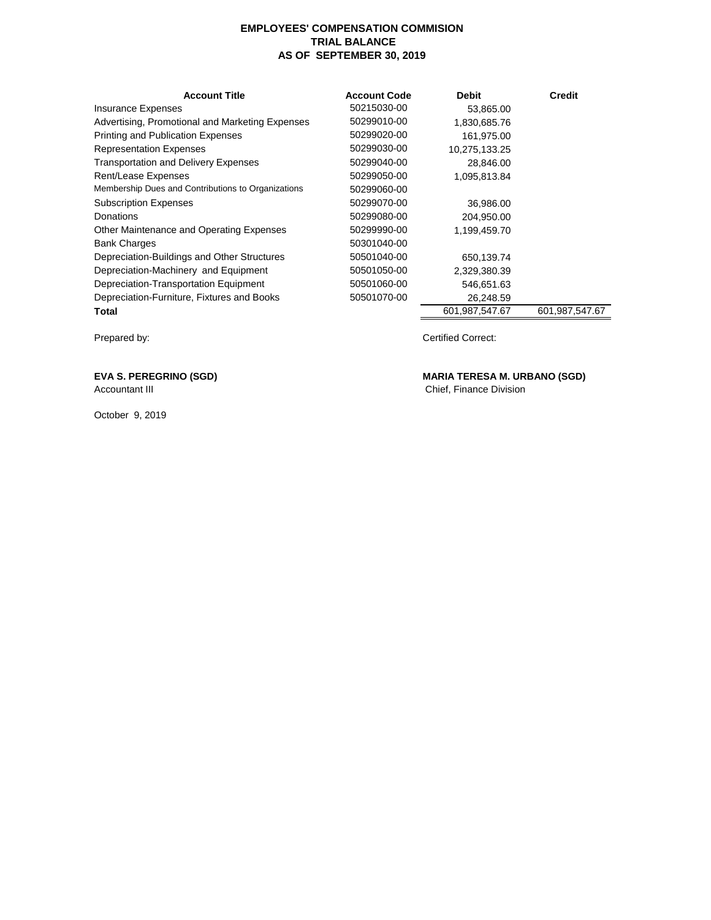**EMPLOYEES' COMPENSATION COMMISION**
**TRIAL BALANCE**
**AS OF SEPTEMBER 30, 2019**

| Account Title | Account Code | Debit | Credit |
|---|---|---|---|
| Insurance Expenses | 50215030-00 | 53,865.00 | |
| Advertising, Promotional and Marketing Expenses | 50299010-00 | 1,830,685.76 | |
| Printing and Publication Expenses | 50299020-00 | 161,975.00 | |
| Representation Expenses | 50299030-00 | 10,275,133.25 | |
| Transportation and Delivery Expenses | 50299040-00 | 28,846.00 | |
| Rent/Lease Expenses | 50299050-00 | 1,095,813.84 | |
| Membership Dues and Contributions to Organizations | 50299060-00 | | |
| Subscription Expenses | 50299070-00 | 36,986.00 | |
| Donations | 50299080-00 | 204,950.00 | |
| Other Maintenance and Operating Expenses | 50299990-00 | 1,199,459.70 | |
| Bank Charges | 50301040-00 | | |
| Depreciation-Buildings and Other Structures | 50501040-00 | 650,139.74 | |
| Depreciation-Machinery and Equipment | 50501050-00 | 2,329,380.39 | |
| Depreciation-Transportation Equipment | 50501060-00 | 546,651.63 | |
| Depreciation-Furniture, Fixtures and Books | 50501070-00 | 26,248.59 | |
| **Total** | | 601,987,547.67 | 601,987,547.67 |

Prepared by:

**EVA S. PEREGRINO (SGD)**
Accountant III

Certified Correct:

**MARIA TERESA M. URBANO (SGD)**
Chief, Finance Division

October 9, 2019